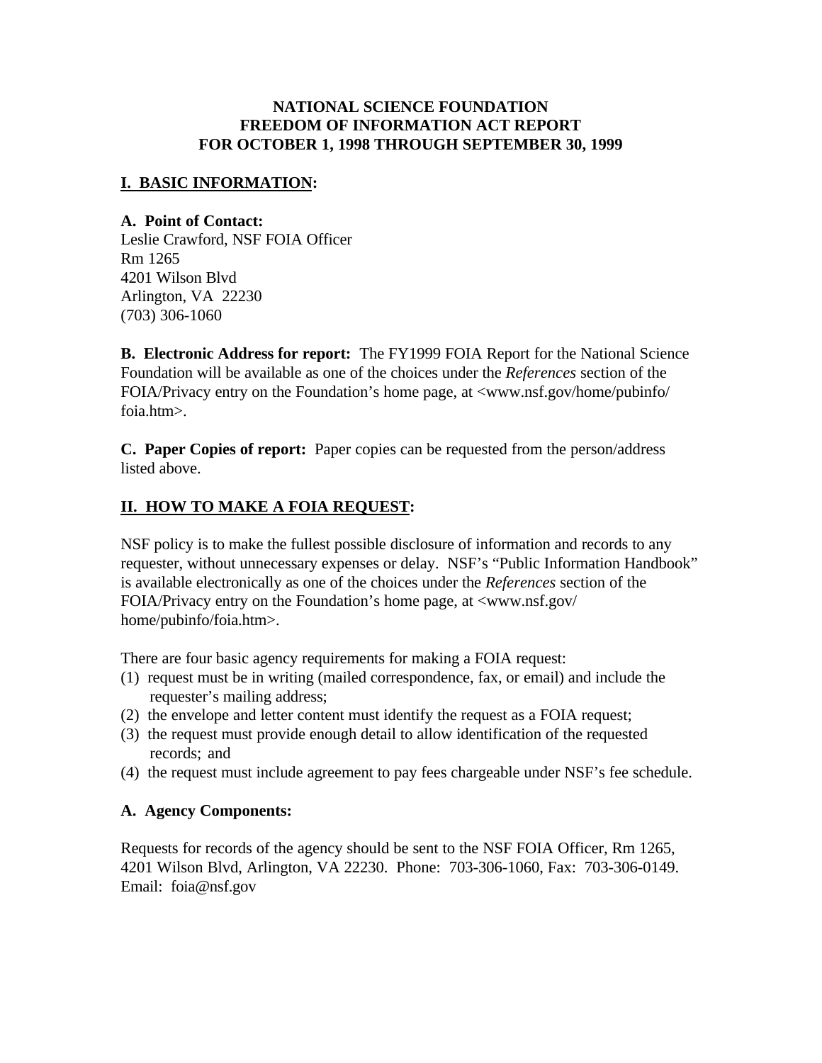# NATIONAL SCIENCE FOUNDATION
# FREEDOM OF INFORMATION ACT REPORT
# FOR OCTOBER 1, 1998 THROUGH SEPTEMBER 30, 1999

## I. BASIC INFORMATION:

### A. Point of Contact:

Leslie Crawford, NSF FOIA Officer
Rm 1265
4201 Wilson Blvd
Arlington, VA 22230
(703) 306-1060

**B. Electronic Address for report:** The FY1999 FOIA Report for the National Science Foundation will be available as one of the choices under the *References* section of the FOIA/Privacy entry on the Foundation's home page, at <www.nsf.gov/home/pubinfo/foia.htm>.

**C. Paper Copies of report:** Paper copies can be requested from the person/address listed above.

## II. HOW TO MAKE A FOIA REQUEST:

NSF policy is to make the fullest possible disclosure of information and records to any requester, without unnecessary expenses or delay. NSF's "Public Information Handbook" is available electronically as one of the choices under the *References* section of the FOIA/Privacy entry on the Foundation's home page, at <www.nsf.gov/home/pubinfo/foia.htm>.

There are four basic agency requirements for making a FOIA request:

(1) request must be in writing (mailed correspondence, fax, or email) and include the requester's mailing address;
(2) the envelope and letter content must identify the request as a FOIA request;
(3) the request must provide enough detail to allow identification of the requested records; and
(4) the request must include agreement to pay fees chargeable under NSF's fee schedule.

### A. Agency Components:

Requests for records of the agency should be sent to the NSF FOIA Officer, Rm 1265, 4201 Wilson Blvd, Arlington, VA 22230. Phone: 703-306-1060, Fax: 703-306-0149. Email: foia@nsf.gov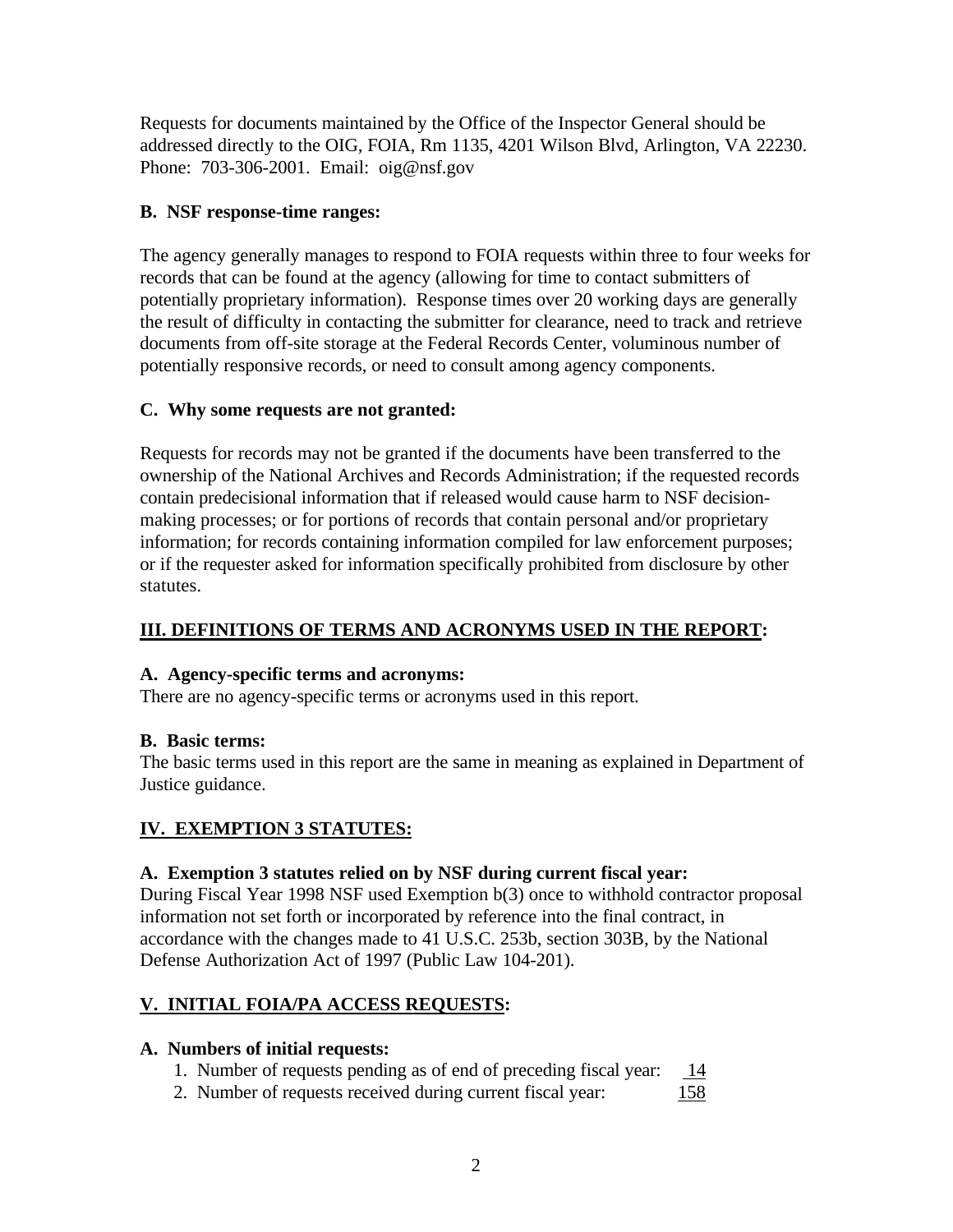Requests for documents maintained by the Office of the Inspector General should be addressed directly to the OIG, FOIA, Rm 1135, 4201 Wilson Blvd, Arlington, VA 22230. Phone: 703-306-2001. Email: oig@nsf.gov

**B. NSF response-time ranges:**

The agency generally manages to respond to FOIA requests within three to four weeks for records that can be found at the agency (allowing for time to contact submitters of potentially proprietary information). Response times over 20 working days are generally the result of difficulty in contacting the submitter for clearance, need to track and retrieve documents from off-site storage at the Federal Records Center, voluminous number of potentially responsive records, or need to consult among agency components.

**C. Why some requests are not granted:**

Requests for records may not be granted if the documents have been transferred to the ownership of the National Archives and Records Administration; if the requested records contain predecisional information that if released would cause harm to NSF decision-making processes; or for portions of records that contain personal and/or proprietary information; for records containing information compiled for law enforcement purposes; or if the requester asked for information specifically prohibited from disclosure by other statutes.

## III. DEFINITIONS OF TERMS AND ACRONYMS USED IN THE REPORT:

**A. Agency-specific terms and acronyms:**
There are no agency-specific terms or acronyms used in this report.

**B. Basic terms:**
The basic terms used in this report are the same in meaning as explained in Department of Justice guidance.

## IV. EXEMPTION 3 STATUTES:

**A. Exemption 3 statutes relied on by NSF during current fiscal year:**
During Fiscal Year 1998 NSF used Exemption b(3) once to withhold contractor proposal information not set forth or incorporated by reference into the final contract, in accordance with the changes made to 41 U.S.C. 253b, section 303B, by the National Defense Authorization Act of 1997 (Public Law 104-201).

## V. INITIAL FOIA/PA ACCESS REQUESTS:

**A. Numbers of initial requests:**

1. Number of requests pending as of end of preceding fiscal year: 14
2. Number of requests received during current fiscal year: 158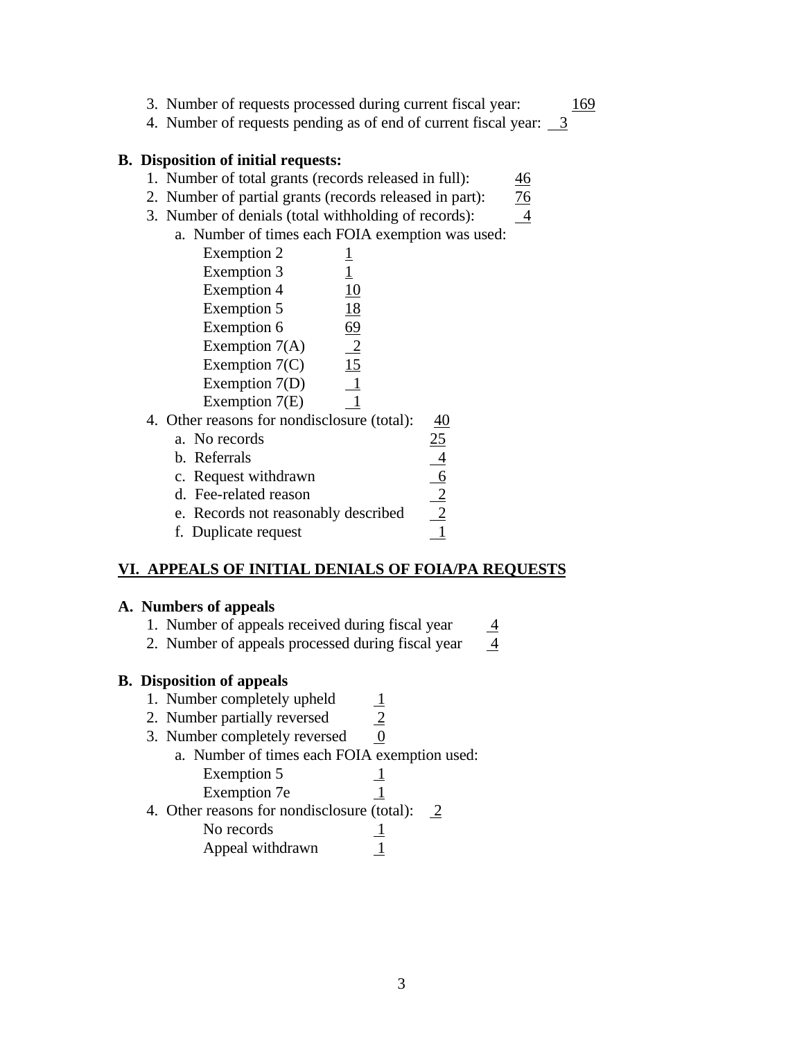3. Number of requests processed during current fiscal year: 169
4. Number of requests pending as of end of current fiscal year: 3

**B. Disposition of initial requests:**

1. Number of total grants (records released in full): 46
2. Number of partial grants (records released in part): 76
3. Number of denials (total withholding of records): 4
    - a. Number of times each FOIA exemption was used:
        - Exemption 2 1
        - Exemption 3 1
        - Exemption 4 10
        - Exemption 5 18
        - Exemption 6 69
        - Exemption 7(A) 2
        - Exemption 7(C) 15
        - Exemption 7(D) 1
        - Exemption 7(E) 1
4. Other reasons for nondisclosure (total): 40
    - a. No records 25
    - b. Referrals 4
    - c. Request withdrawn 6
    - d. Fee-related reason 2
    - e. Records not reasonably described 2
    - f. Duplicate request 1

## VI. APPEALS OF INITIAL DENIALS OF FOIA/PA REQUESTS

**A. Numbers of appeals**

1. Number of appeals received during fiscal year 4
2. Number of appeals processed during fiscal year 4

**B. Disposition of appeals**

1. Number completely upheld 1
2. Number partially reversed 2
3. Number completely reversed 0
    - a. Number of times each FOIA exemption used:
        - Exemption 5 1
        - Exemption 7e 1
4. Other reasons for nondisclosure (total): 2
    - No records 1
    - Appeal withdrawn 1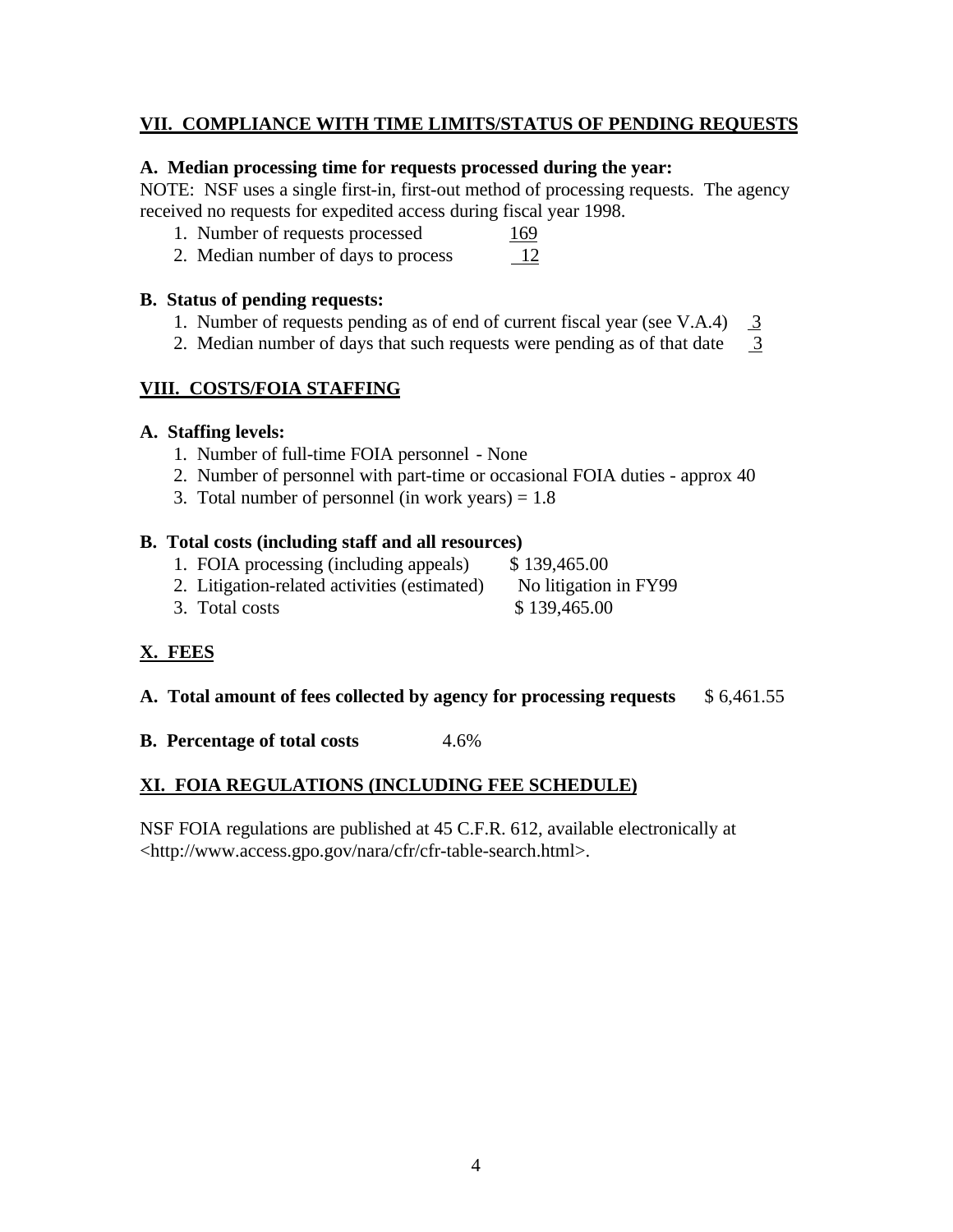## VII. COMPLIANCE WITH TIME LIMITS/STATUS OF PENDING REQUESTS

**A. Median processing time for requests processed during the year:**

NOTE: NSF uses a single first-in, first-out method of processing requests. The agency received no requests for expedited access during fiscal year 1998.

1. Number of requests processed 169
2. Median number of days to process 12

**B. Status of pending requests:**

1. Number of requests pending as of end of current fiscal year (see V.A.4) 3
2. Median number of days that such requests were pending as of that date 3

## VIII. COSTS/FOIA STAFFING

**A. Staffing levels:**

1. Number of full-time FOIA personnel - None
2. Number of personnel with part-time or occasional FOIA duties - approx 40
3. Total number of personnel (in work years) = 1.8

**B. Total costs (including staff and all resources)**

1. FOIA processing (including appeals) $ 139,465.00
2. Litigation-related activities (estimated) No litigation in FY99
3. Total costs $ 139,465.00

## X. FEES

**A. Total amount of fees collected by agency for processing requests** $ 6,461.55

**B. Percentage of total costs** 4.6%

## XI. FOIA REGULATIONS (INCLUDING FEE SCHEDULE)

NSF FOIA regulations are published at 45 C.F.R. 612, available electronically at <http://www.access.gpo.gov/nara/cfr/cfr-table-search.html>.